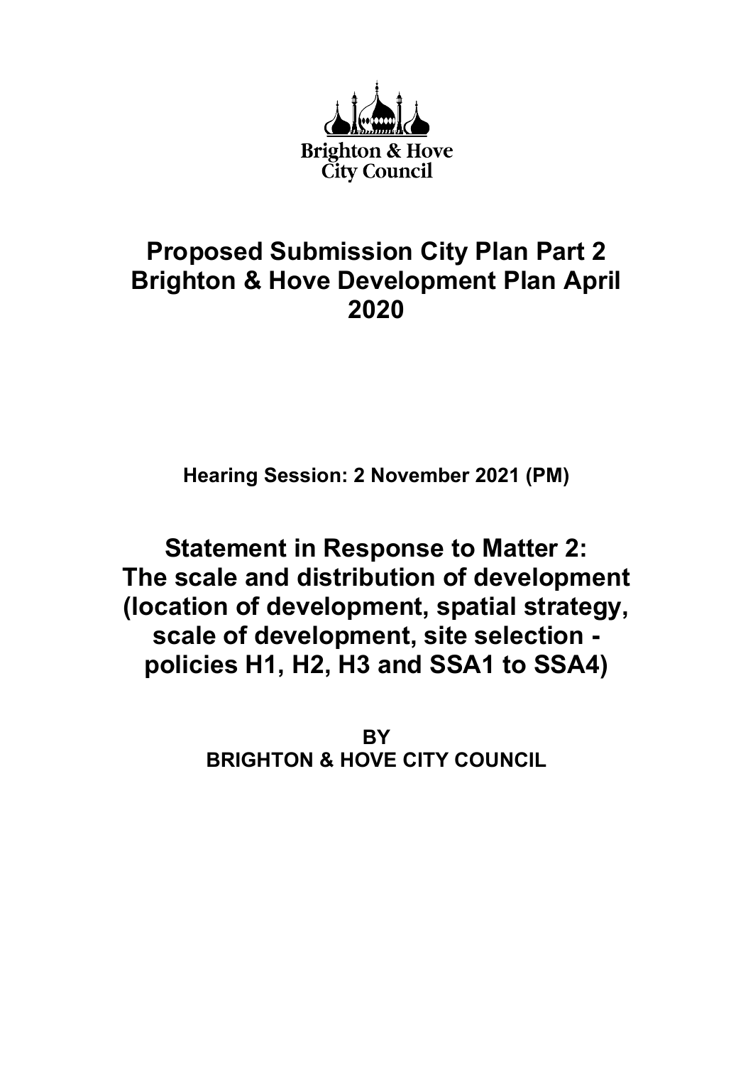Brighton & Hove City Council

# Proposed Submission City Plan Part 2 Brighton & Hove Development Plan April 2020

**Hearing Session: 2 November 2021 (PM)**

# Statement in Response to Matter 2: The scale and distribution of development (location of development, spatial strategy, scale of development, site selection - policies H1, H2, H3 and SSA1 to SSA4)

**BY**
**BRIGHTON & HOVE CITY COUNCIL**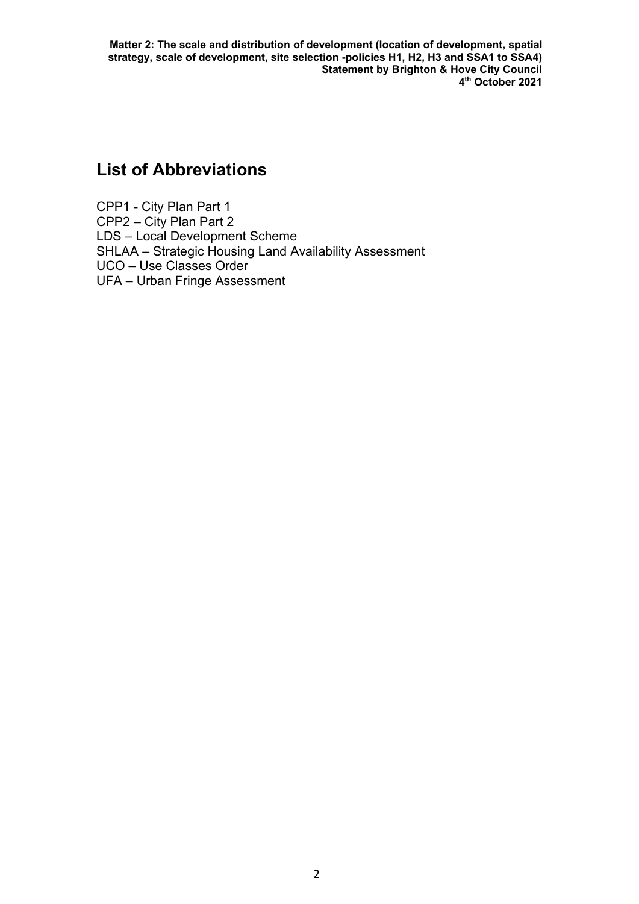## List of Abbreviations

CPP1 - City Plan Part 1
CPP2 – City Plan Part 2
LDS – Local Development Scheme
SHLAA – Strategic Housing Land Availability Assessment
UCO – Use Classes Order
UFA – Urban Fringe Assessment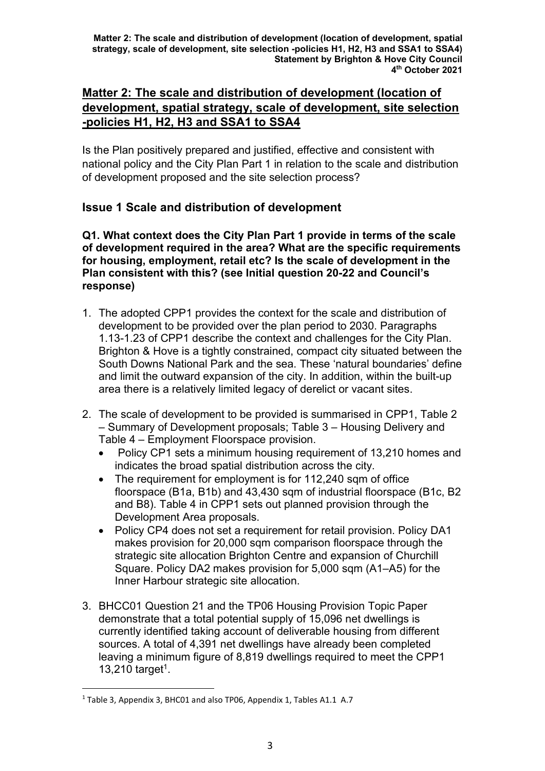## Matter 2: The scale and distribution of development (location of development, spatial strategy, scale of development, site selection -policies H1, H2, H3 and SSA1 to SSA4

Is the Plan positively prepared and justified, effective and consistent with national policy and the City Plan Part 1 in relation to the scale and distribution of development proposed and the site selection process?

### Issue 1 Scale and distribution of development

**Q1. What context does the City Plan Part 1 provide in terms of the scale of development required in the area? What are the specific requirements for housing, employment, retail etc? Is the scale of development in the Plan consistent with this? (see Initial question 20-22 and Council's response)**

1. The adopted CPP1 provides the context for the scale and distribution of development to be provided over the plan period to 2030. Paragraphs 1.13-1.23 of CPP1 describe the context and challenges for the City Plan. Brighton & Hove is a tightly constrained, compact city situated between the South Downs National Park and the sea. These 'natural boundaries' define and limit the outward expansion of the city. In addition, within the built-up area there is a relatively limited legacy of derelict or vacant sites.

2. The scale of development to be provided is summarised in CPP1, Table 2 – Summary of Development proposals; Table 3 – Housing Delivery and Table 4 – Employment Floorspace provision.
   - Policy CP1 sets a minimum housing requirement of 13,210 homes and indicates the broad spatial distribution across the city.
   - The requirement for employment is for 112,240 sqm of office floorspace (B1a, B1b) and 43,430 sqm of industrial floorspace (B1c, B2 and B8). Table 4 in CPP1 sets out planned provision through the Development Area proposals.
   - Policy CP4 does not set a requirement for retail provision. Policy DA1 makes provision for 20,000 sqm comparison floorspace through the strategic site allocation Brighton Centre and expansion of Churchill Square. Policy DA2 makes provision for 5,000 sqm (A1–A5) for the Inner Harbour strategic site allocation.

3. BHCC01 Question 21 and the TP06 Housing Provision Topic Paper demonstrate that a total potential supply of 15,096 net dwellings is currently identified taking account of deliverable housing from different sources. A total of 4,391 net dwellings have already been completed leaving a minimum figure of 8,819 dwellings required to meet the CPP1 13,210 target[1].

[1] Table 3, Appendix 3, BHC01 and also TP06, Appendix 1, Tables A1.1 A.7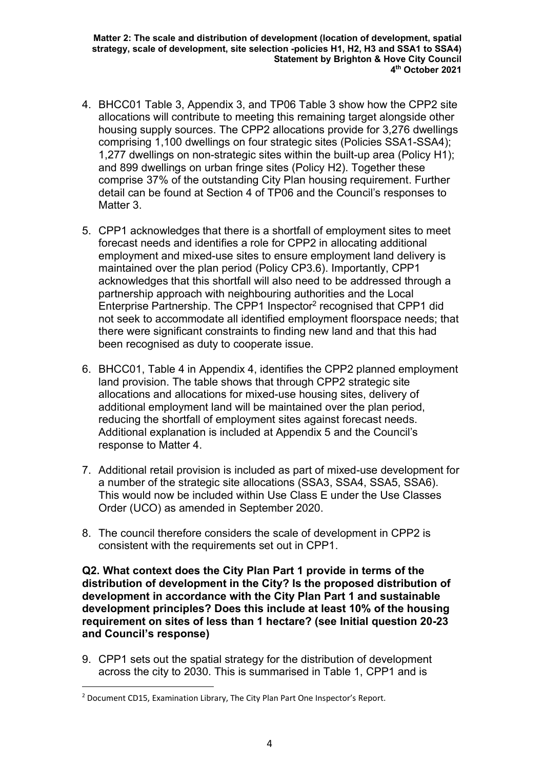4. BHCC01 Table 3, Appendix 3, and TP06 Table 3 show how the CPP2 site allocations will contribute to meeting this remaining target alongside other housing supply sources. The CPP2 allocations provide for 3,276 dwellings comprising 1,100 dwellings on four strategic sites (Policies SSA1-SSA4); 1,277 dwellings on non-strategic sites within the built-up area (Policy H1); and 899 dwellings on urban fringe sites (Policy H2). Together these comprise 37% of the outstanding City Plan housing requirement. Further detail can be found at Section 4 of TP06 and the Council's responses to Matter 3.

5. CPP1 acknowledges that there is a shortfall of employment sites to meet forecast needs and identifies a role for CPP2 in allocating additional employment and mixed-use sites to ensure employment land delivery is maintained over the plan period (Policy CP3.6). Importantly, CPP1 acknowledges that this shortfall will also need to be addressed through a partnership approach with neighbouring authorities and the Local Enterprise Partnership. The CPP1 Inspector[2] recognised that CPP1 did not seek to accommodate all identified employment floorspace needs; that there were significant constraints to finding new land and that this had been recognised as duty to cooperate issue.

6. BHCC01, Table 4 in Appendix 4, identifies the CPP2 planned employment land provision. The table shows that through CPP2 strategic site allocations and allocations for mixed-use housing sites, delivery of additional employment land will be maintained over the plan period, reducing the shortfall of employment sites against forecast needs. Additional explanation is included at Appendix 5 and the Council's response to Matter 4.

7. Additional retail provision is included as part of mixed-use development for a number of the strategic site allocations (SSA3, SSA4, SSA5, SSA6). This would now be included within Use Class E under the Use Classes Order (UCO) as amended in September 2020.

8. The council therefore considers the scale of development in CPP2 is consistent with the requirements set out in CPP1.

**Q2. What context does the City Plan Part 1 provide in terms of the distribution of development in the City? Is the proposed distribution of development in accordance with the City Plan Part 1 and sustainable development principles? Does this include at least 10% of the housing requirement on sites of less than 1 hectare? (see Initial question 20-23 and Council's response)**

9. CPP1 sets out the spatial strategy for the distribution of development across the city to 2030. This is summarised in Table 1, CPP1 and is

[2] Document CD15, Examination Library, The City Plan Part One Inspector's Report.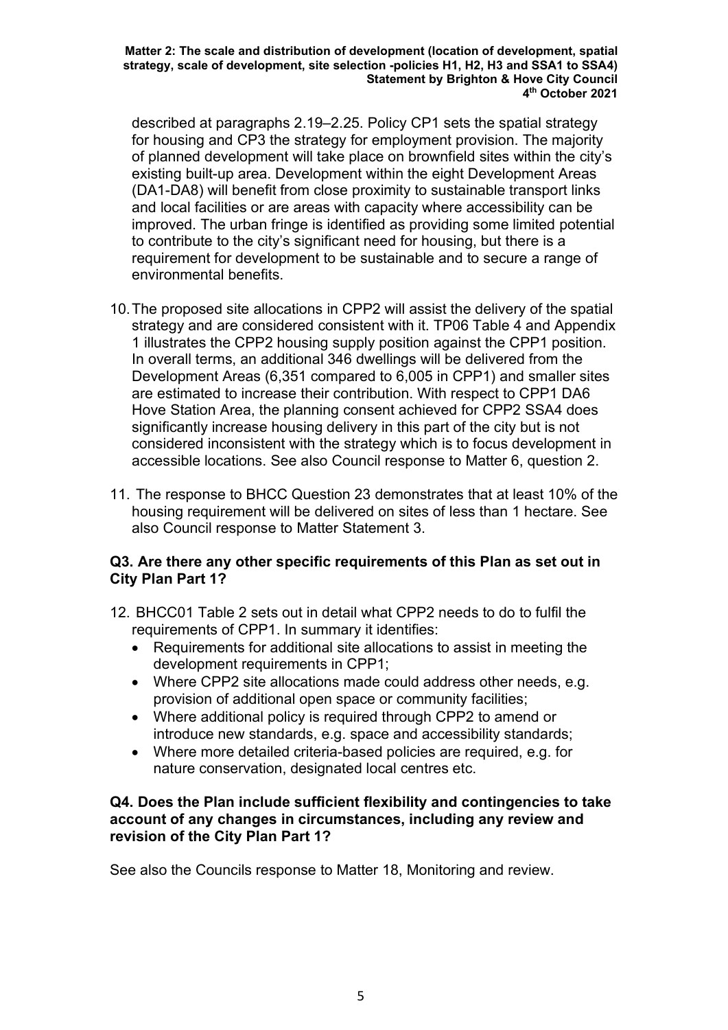described at paragraphs 2.19–2.25. Policy CP1 sets the spatial strategy for housing and CP3 the strategy for employment provision. The majority of planned development will take place on brownfield sites within the city's existing built-up area. Development within the eight Development Areas (DA1-DA8) will benefit from close proximity to sustainable transport links and local facilities or are areas with capacity where accessibility can be improved. The urban fringe is identified as providing some limited potential to contribute to the city's significant need for housing, but there is a requirement for development to be sustainable and to secure a range of environmental benefits.

10. The proposed site allocations in CPP2 will assist the delivery of the spatial strategy and are considered consistent with it. TP06 Table 4 and Appendix 1 illustrates the CPP2 housing supply position against the CPP1 position. In overall terms, an additional 346 dwellings will be delivered from the Development Areas (6,351 compared to 6,005 in CPP1) and smaller sites are estimated to increase their contribution. With respect to CPP1 DA6 Hove Station Area, the planning consent achieved for CPP2 SSA4 does significantly increase housing delivery in this part of the city but is not considered inconsistent with the strategy which is to focus development in accessible locations. See also Council response to Matter 6, question 2.

11. The response to BHCC Question 23 demonstrates that at least 10% of the housing requirement will be delivered on sites of less than 1 hectare. See also Council response to Matter Statement 3.

### Q3. Are there any other specific requirements of this Plan as set out in City Plan Part 1?

12. BHCC01 Table 2 sets out in detail what CPP2 needs to do to fulfil the requirements of CPP1. In summary it identifies:
    - Requirements for additional site allocations to assist in meeting the development requirements in CPP1;
    - Where CPP2 site allocations made could address other needs, e.g. provision of additional open space or community facilities;
    - Where additional policy is required through CPP2 to amend or introduce new standards, e.g. space and accessibility standards;
    - Where more detailed criteria-based policies are required, e.g. for nature conservation, designated local centres etc.

### Q4. Does the Plan include sufficient flexibility and contingencies to take account of any changes in circumstances, including any review and revision of the City Plan Part 1?

See also the Councils response to Matter 18, Monitoring and review.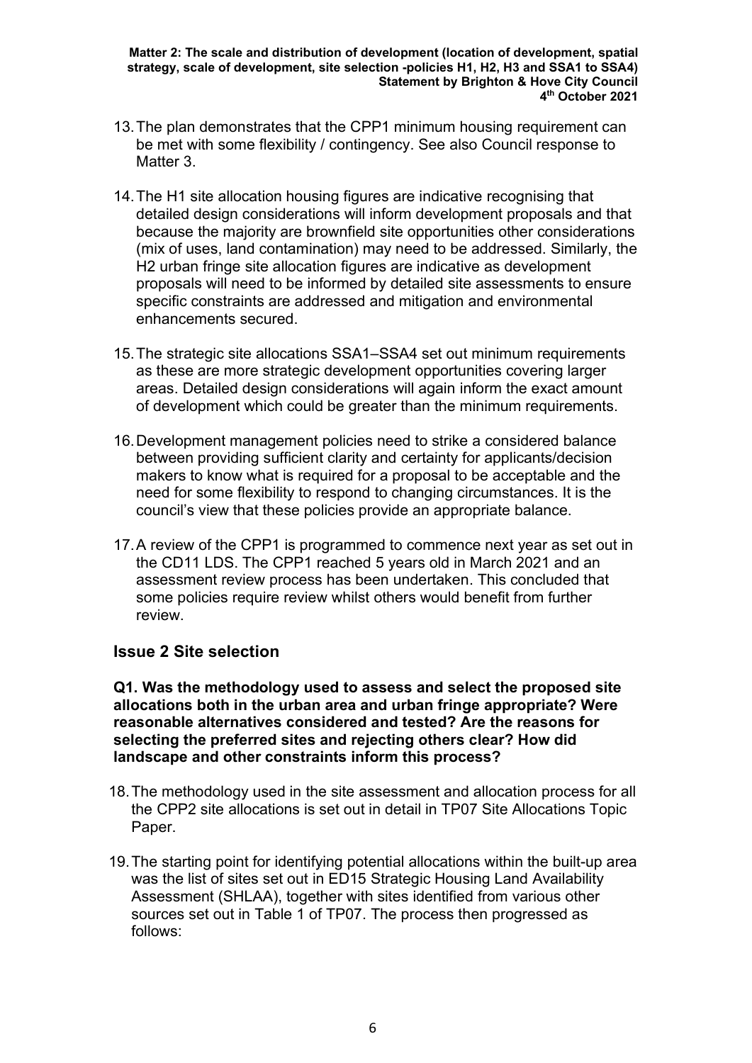13. The plan demonstrates that the CPP1 minimum housing requirement can be met with some flexibility / contingency. See also Council response to Matter 3.

14. The H1 site allocation housing figures are indicative recognising that detailed design considerations will inform development proposals and that because the majority are brownfield site opportunities other considerations (mix of uses, land contamination) may need to be addressed. Similarly, the H2 urban fringe site allocation figures are indicative as development proposals will need to be informed by detailed site assessments to ensure specific constraints are addressed and mitigation and environmental enhancements secured.

15. The strategic site allocations SSA1–SSA4 set out minimum requirements as these are more strategic development opportunities covering larger areas. Detailed design considerations will again inform the exact amount of development which could be greater than the minimum requirements.

16. Development management policies need to strike a considered balance between providing sufficient clarity and certainty for applicants/decision makers to know what is required for a proposal to be acceptable and the need for some flexibility to respond to changing circumstances. It is the council's view that these policies provide an appropriate balance.

17. A review of the CPP1 is programmed to commence next year as set out in the CD11 LDS. The CPP1 reached 5 years old in March 2021 and an assessment review process has been undertaken. This concluded that some policies require review whilst others would benefit from further review.

## Issue 2 Site selection

**Q1. Was the methodology used to assess and select the proposed site allocations both in the urban area and urban fringe appropriate? Were reasonable alternatives considered and tested? Are the reasons for selecting the preferred sites and rejecting others clear? How did landscape and other constraints inform this process?**

18. The methodology used in the site assessment and allocation process for all the CPP2 site allocations is set out in detail in TP07 Site Allocations Topic Paper.

19. The starting point for identifying potential allocations within the built-up area was the list of sites set out in ED15 Strategic Housing Land Availability Assessment (SHLAA), together with sites identified from various other sources set out in Table 1 of TP07. The process then progressed as follows: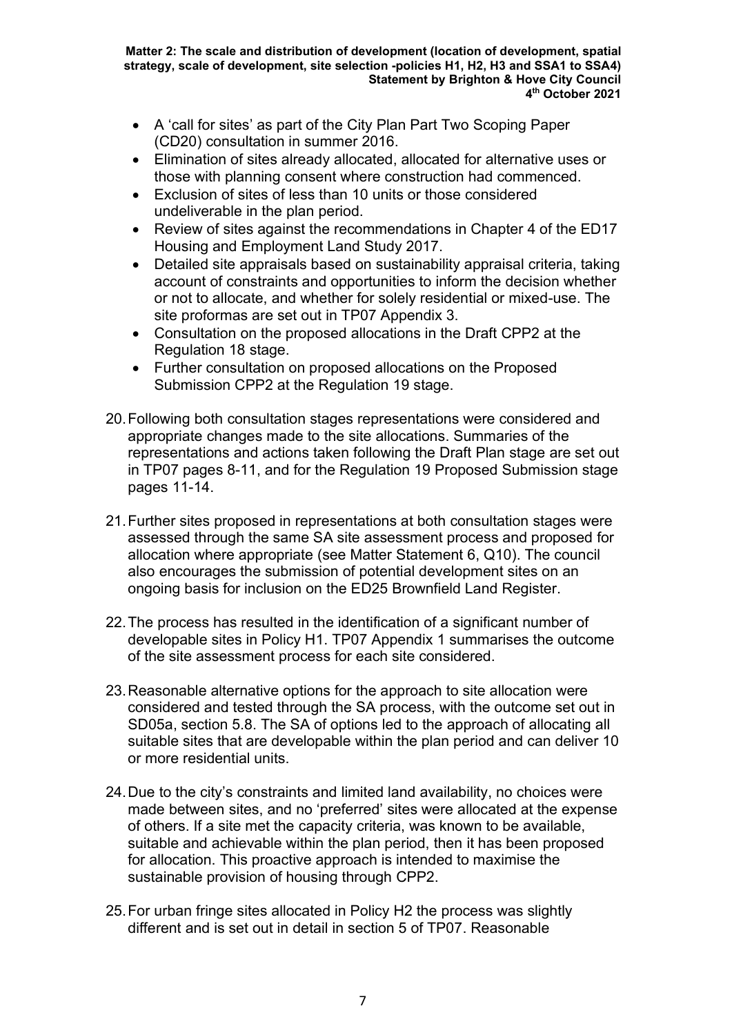- A 'call for sites' as part of the City Plan Part Two Scoping Paper (CD20) consultation in summer 2016.
- Elimination of sites already allocated, allocated for alternative uses or those with planning consent where construction had commenced.
- Exclusion of sites of less than 10 units or those considered undeliverable in the plan period.
- Review of sites against the recommendations in Chapter 4 of the ED17 Housing and Employment Land Study 2017.
- Detailed site appraisals based on sustainability appraisal criteria, taking account of constraints and opportunities to inform the decision whether or not to allocate, and whether for solely residential or mixed-use. The site proformas are set out in TP07 Appendix 3.
- Consultation on the proposed allocations in the Draft CPP2 at the Regulation 18 stage.
- Further consultation on proposed allocations on the Proposed Submission CPP2 at the Regulation 19 stage.

20. Following both consultation stages representations were considered and appropriate changes made to the site allocations. Summaries of the representations and actions taken following the Draft Plan stage are set out in TP07 pages 8-11, and for the Regulation 19 Proposed Submission stage pages 11-14.

21. Further sites proposed in representations at both consultation stages were assessed through the same SA site assessment process and proposed for allocation where appropriate (see Matter Statement 6, Q10). The council also encourages the submission of potential development sites on an ongoing basis for inclusion on the ED25 Brownfield Land Register.

22. The process has resulted in the identification of a significant number of developable sites in Policy H1. TP07 Appendix 1 summarises the outcome of the site assessment process for each site considered.

23. Reasonable alternative options for the approach to site allocation were considered and tested through the SA process, with the outcome set out in SD05a, section 5.8. The SA of options led to the approach of allocating all suitable sites that are developable within the plan period and can deliver 10 or more residential units.

24. Due to the city's constraints and limited land availability, no choices were made between sites, and no 'preferred' sites were allocated at the expense of others. If a site met the capacity criteria, was known to be available, suitable and achievable within the plan period, then it has been proposed for allocation. This proactive approach is intended to maximise the sustainable provision of housing through CPP2.

25. For urban fringe sites allocated in Policy H2 the process was slightly different and is set out in detail in section 5 of TP07. Reasonable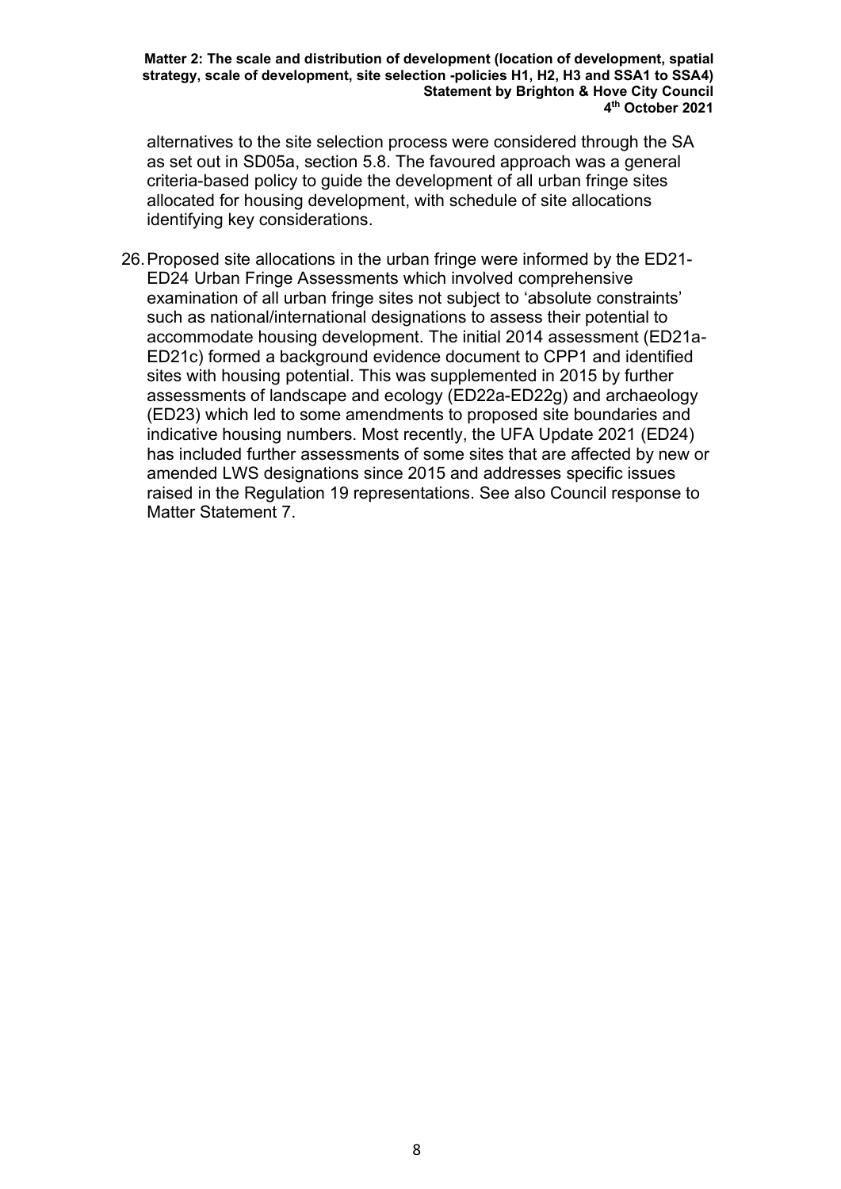alternatives to the site selection process were considered through the SA as set out in SD05a, section 5.8. The favoured approach was a general criteria-based policy to guide the development of all urban fringe sites allocated for housing development, with schedule of site allocations identifying key considerations.

26. Proposed site allocations in the urban fringe were informed by the ED21-ED24 Urban Fringe Assessments which involved comprehensive examination of all urban fringe sites not subject to 'absolute constraints' such as national/international designations to assess their potential to accommodate housing development. The initial 2014 assessment (ED21a-ED21c) formed a background evidence document to CPP1 and identified sites with housing potential. This was supplemented in 2015 by further assessments of landscape and ecology (ED22a-ED22g) and archaeology (ED23) which led to some amendments to proposed site boundaries and indicative housing numbers. Most recently, the UFA Update 2021 (ED24) has included further assessments of some sites that are affected by new or amended LWS designations since 2015 and addresses specific issues raised in the Regulation 19 representations. See also Council response to Matter Statement 7.